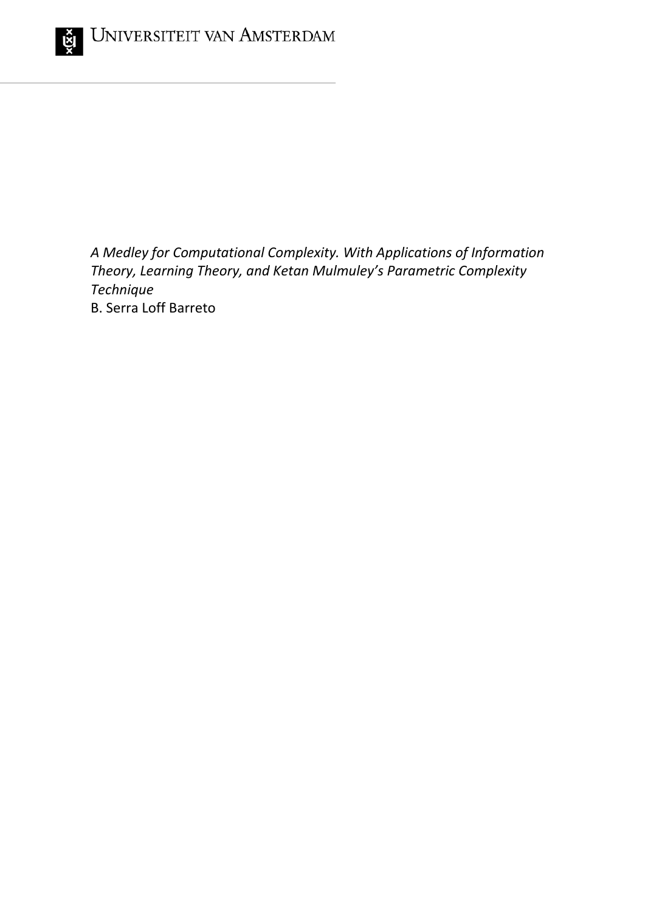UNIVERSITEIT VAN AMSTERDAM

*A Medley for Computational Complexity. With Applications of Information Theory, Learning Theory, and Ketan Mulmuley's Parametric Complexity Technique*

B. Serra Loff Barreto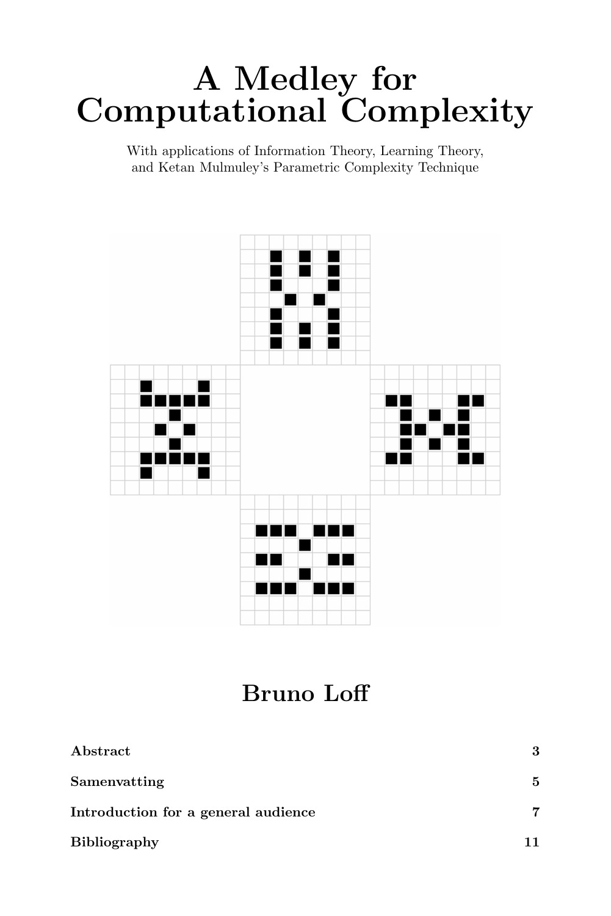# A Medley for Computational Complexity

With applications of Information Theory, Learning Theory, and Ketan Mulmuley's Parametric Complexity Technique

## Bruno Loff

| | |
|---|---|
| **Abstract** | **3** |
| **Samenvatting** | **5** |
| **Introduction for a general audience** | **7** |
| **Bibliography** | **11** |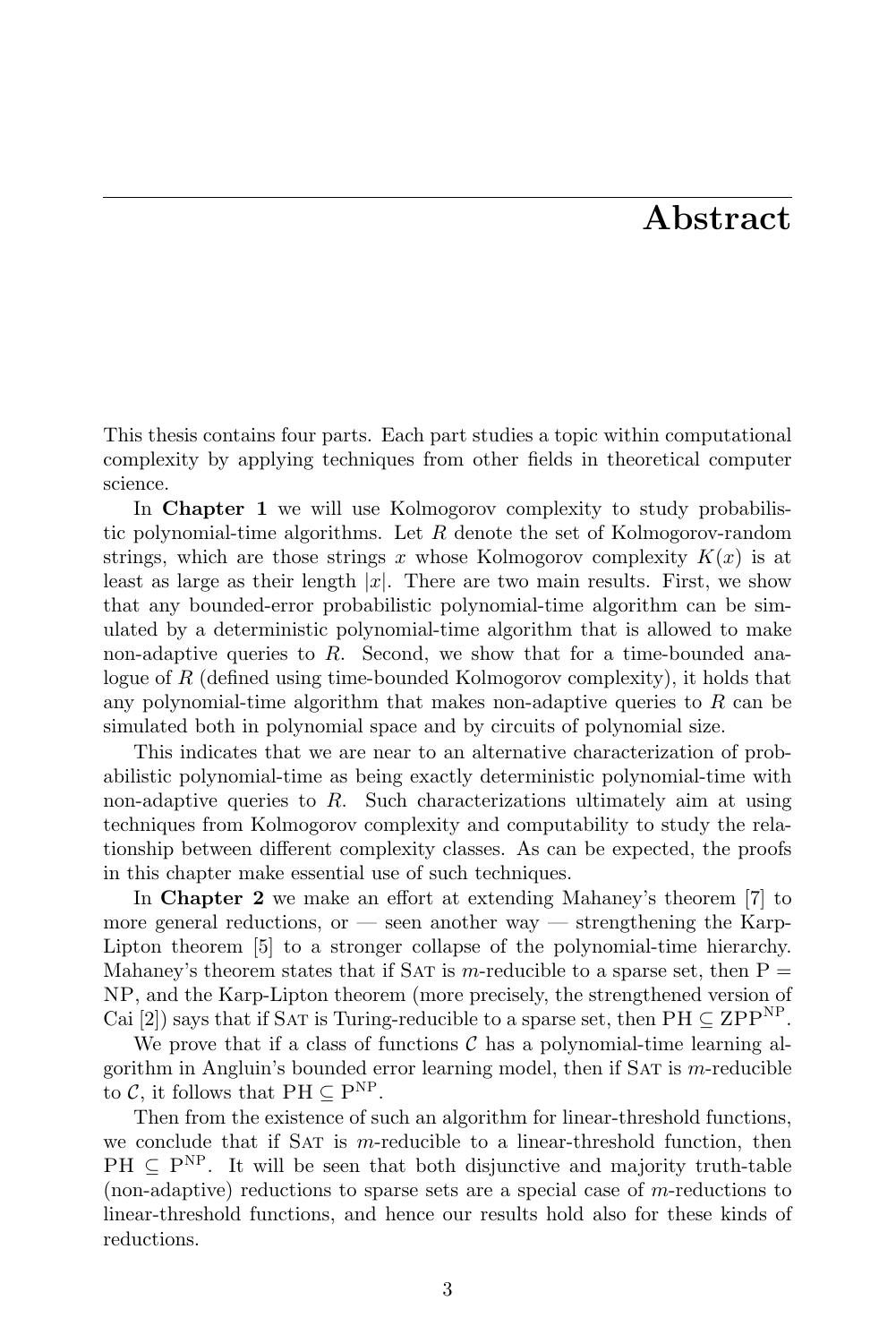# Abstract

This thesis contains four parts. Each part studies a topic within computational complexity by applying techniques from other fields in theoretical computer science.

In **Chapter 1** we will use Kolmogorov complexity to study probabilistic polynomial-time algorithms. Let $R$ denote the set of Kolmogorov-random strings, which are those strings $x$ whose Kolmogorov complexity $K(x)$ is at least as large as their length $|x|$. There are two main results. First, we show that any bounded-error probabilistic polynomial-time algorithm can be simulated by a deterministic polynomial-time algorithm that is allowed to make non-adaptive queries to $R$. Second, we show that for a time-bounded analogue of $R$ (defined using time-bounded Kolmogorov complexity), it holds that any polynomial-time algorithm that makes non-adaptive queries to $R$ can be simulated both in polynomial space and by circuits of polynomial size.

This indicates that we are near to an alternative characterization of probabilistic polynomial-time as being exactly deterministic polynomial-time with non-adaptive queries to $R$. Such characterizations ultimately aim at using techniques from Kolmogorov complexity and computability to study the relationship between different complexity classes. As can be expected, the proofs in this chapter make essential use of such techniques.

In **Chapter 2** we make an effort at extending Mahaney's theorem [7] to more general reductions, or — seen another way — strengthening the Karp-Lipton theorem [5] to a stronger collapse of the polynomial-time hierarchy. Mahaney's theorem states that if SAT is $m$-reducible to a sparse set, then $\mathrm{P} = \mathrm{NP}$, and the Karp-Lipton theorem (more precisely, the strengthened version of Cai [2]) says that if SAT is Turing-reducible to a sparse set, then $\mathrm{PH} \subseteq \mathrm{ZPP}^{\mathrm{NP}}$.

We prove that if a class of functions $\mathcal{C}$ has a polynomial-time learning algorithm in Angluin's bounded error learning model, then if SAT is $m$-reducible to $\mathcal{C}$, it follows that $\mathrm{PH} \subseteq \mathrm{P}^{\mathrm{NP}}$.

Then from the existence of such an algorithm for linear-threshold functions, we conclude that if SAT is $m$-reducible to a linear-threshold function, then $\mathrm{PH} \subseteq \mathrm{P}^{\mathrm{NP}}$. It will be seen that both disjunctive and majority truth-table (non-adaptive) reductions to sparse sets are a special case of $m$-reductions to linear-threshold functions, and hence our results hold also for these kinds of reductions.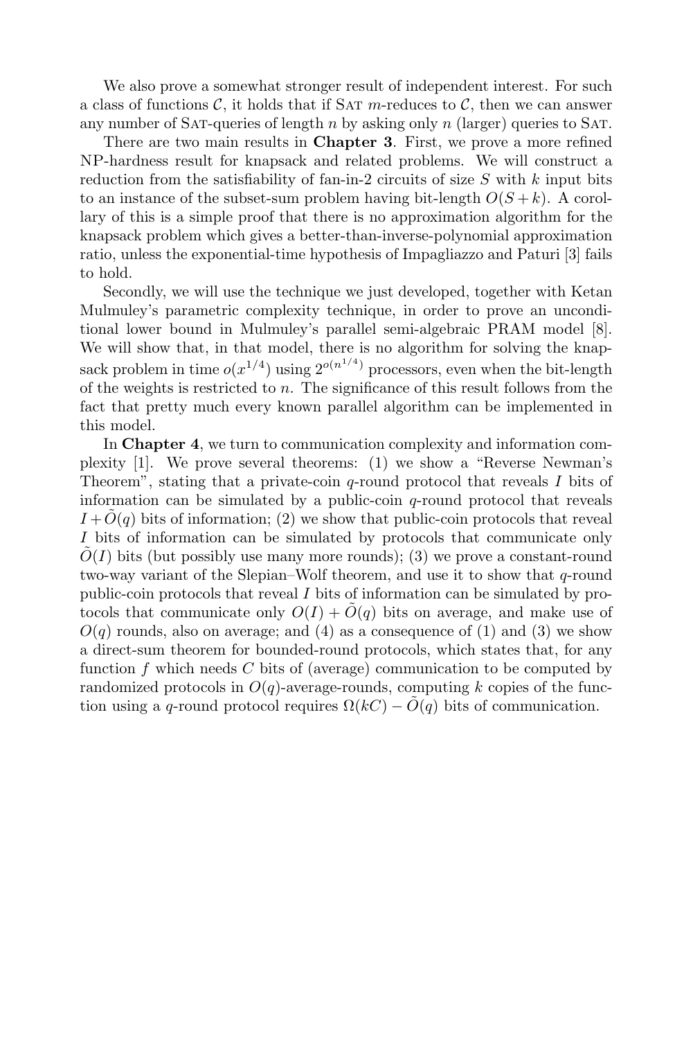We also prove a somewhat stronger result of independent interest. For such a class of functions $\mathcal{C}$, it holds that if SAT $m$-reduces to $\mathcal{C}$, then we can answer any number of SAT-queries of length $n$ by asking only $n$ (larger) queries to SAT.

There are two main results in **Chapter 3**. First, we prove a more refined NP-hardness result for knapsack and related problems. We will construct a reduction from the satisfiability of fan-in-2 circuits of size $S$ with $k$ input bits to an instance of the subset-sum problem having bit-length $O(S + k)$. A corollary of this is a simple proof that there is no approximation algorithm for the knapsack problem which gives a better-than-inverse-polynomial approximation ratio, unless the exponential-time hypothesis of Impagliazzo and Paturi [3] fails to hold.

Secondly, we will use the technique we just developed, together with Ketan Mulmuley's parametric complexity technique, in order to prove an unconditional lower bound in Mulmuley's parallel semi-algebraic PRAM model [8]. We will show that, in that model, there is no algorithm for solving the knapsack problem in time $o(x^{1/4})$ using $2^{o(n^{1/4})}$ processors, even when the bit-length of the weights is restricted to $n$. The significance of this result follows from the fact that pretty much every known parallel algorithm can be implemented in this model.

In **Chapter 4**, we turn to communication complexity and information complexity [1]. We prove several theorems: (1) we show a "Reverse Newman's Theorem", stating that a private-coin $q$-round protocol that reveals $I$ bits of information can be simulated by a public-coin $q$-round protocol that reveals $I + \tilde{O}(q)$ bits of information; (2) we show that public-coin protocols that reveal $I$ bits of information can be simulated by protocols that communicate only $\tilde{O}(I)$ bits (but possibly use many more rounds); (3) we prove a constant-round two-way variant of the Slepian–Wolf theorem, and use it to show that $q$-round public-coin protocols that reveal $I$ bits of information can be simulated by protocols that communicate only $O(I) + \tilde{O}(q)$ bits on average, and make use of $O(q)$ rounds, also on average; and (4) as a consequence of (1) and (3) we show a direct-sum theorem for bounded-round protocols, which states that, for any function $f$ which needs $C$ bits of (average) communication to be computed by randomized protocols in $O(q)$-average-rounds, computing $k$ copies of the function using a $q$-round protocol requires $\Omega(kC) - \tilde{O}(q)$ bits of communication.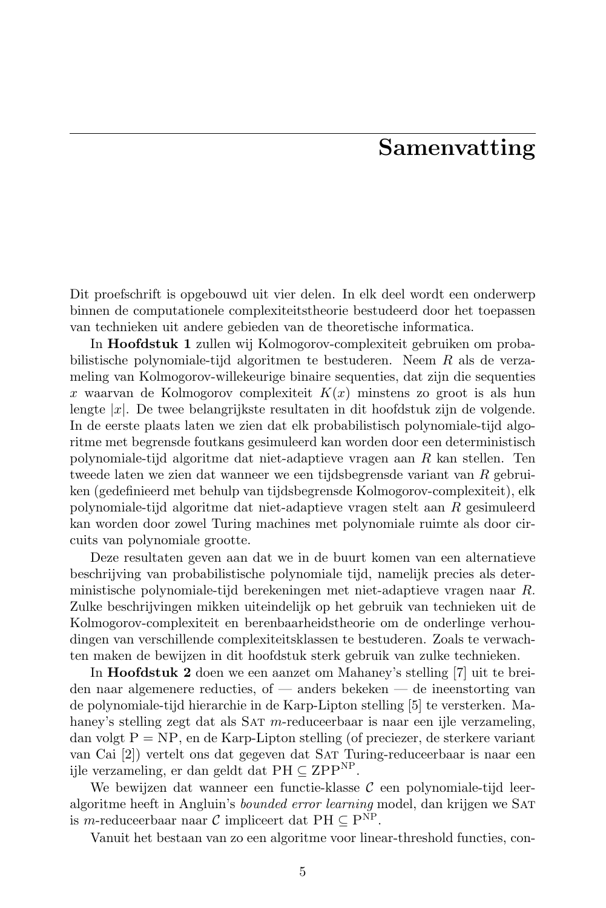# Samenvatting

Dit proefschrift is opgebouwd uit vier delen. In elk deel wordt een onderwerp binnen de computationele complexiteitstheorie bestudeerd door het toepassen van technieken uit andere gebieden van de theoretische informatica.

In **Hoofdstuk 1** zullen wij Kolmogorov-complexiteit gebruiken om probabilistische polynomiale-tijd algoritmen te bestuderen. Neem $R$ als de verzameling van Kolmogorov-willekeurige binaire sequenties, dat zijn die sequenties $x$ waarvan de Kolmogorov complexiteit $K(x)$ minstens zo groot is als hun lengte $|x|$. De twee belangrijkste resultaten in dit hoofdstuk zijn de volgende. In de eerste plaats laten we zien dat elk probabilistisch polynomiale-tijd algoritme met begrensde foutkans gesimuleerd kan worden door een deterministisch polynomiale-tijd algoritme dat niet-adaptieve vragen aan $R$ kan stellen. Ten tweede laten we zien dat wanneer we een tijdsbegrensde variant van $R$ gebruiken (gedefinieerd met behulp van tijdsbegrensde Kolmogorov-complexiteit), elk polynomiale-tijd algoritme dat niet-adaptieve vragen stelt aan $R$ gesimuleerd kan worden door zowel Turing machines met polynomiale ruimte als door circuits van polynomiale grootte.

Deze resultaten geven aan dat we in de buurt komen van een alternatieve beschrijving van probabilistische polynomiale tijd, namelijk precies als deterministische polynomiale-tijd berekeningen met niet-adaptieve vragen naar $R$. Zulke beschrijvingen mikken uiteindelijk op het gebruik van technieken uit de Kolmogorov-complexiteit en berenbaarheidstheorie om de onderlinge verhoudingen van verschillende complexiteitsklassen te bestuderen. Zoals te verwachten maken de bewijzen in dit hoofdstuk sterk gebruik van zulke technieken.

In **Hoofdstuk 2** doen we een aanzet om Mahaney's stelling [7] uit te breiden naar algemenere reducties, of — anders bekeken — de ineenstorting van de polynomiale-tijd hierarchie in de Karp-Lipton stelling [5] te versterken. Mahaney's stelling zegt dat als SAT $m$-reduceerbaar is naar een ijle verzameling, dan volgt $\mathrm{P} = \mathrm{NP}$, en de Karp-Lipton stelling (of preciezer, de sterkere variant van Cai [2]) vertelt ons dat gegeven dat SAT Turing-reduceerbaar is naar een ijle verzameling, er dan geldt dat $\mathrm{PH} \subseteq \mathrm{ZPP}^{\mathrm{NP}}$.

We bewijzen dat wanneer een functie-klasse $\mathcal{C}$ een polynomiale-tijd leeralgoritme heeft in Angluin's *bounded error learning* model, dan krijgen we SAT is $m$-reduceerbaar naar $\mathcal{C}$ impliceert dat $\mathrm{PH} \subseteq \mathrm{P}^{\mathrm{NP}}$.

Vanuit het bestaan van zo een algoritme voor linear-threshold functies, con-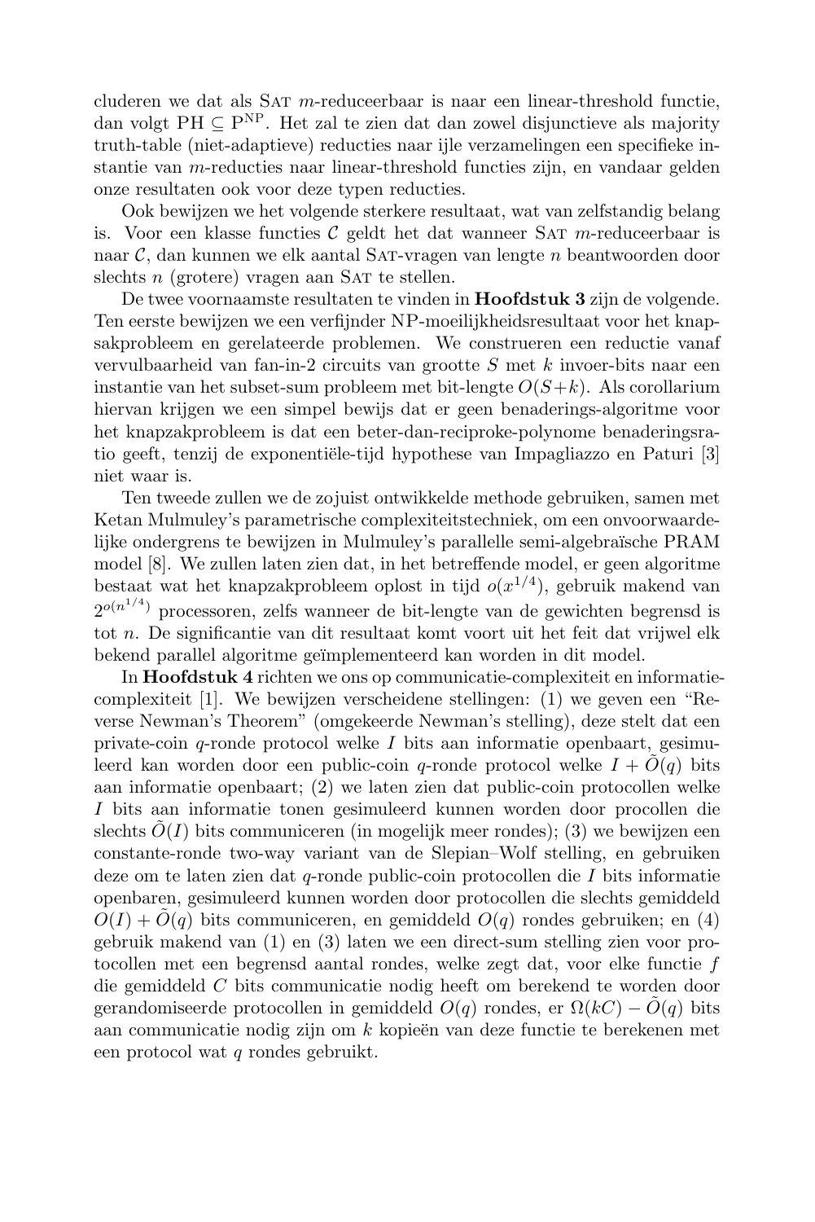cluderen we dat als SAT $m$-reduceerbaar is naar een linear-threshold functie, dan volgt PH $\subseteq$ P$^{\text{NP}}$. Het zal te zien dat dan zowel disjunctieve als majority truth-table (niet-adaptieve) reducties naar ijle verzamelingen een specifieke instantie van $m$-reducties naar linear-threshold functies zijn, en vandaar gelden onze resultaten ook voor deze typen reducties.

Ook bewijzen we het volgende sterkere resultaat, wat van zelfstandig belang is. Voor een klasse functies $\mathcal{C}$ geldt het dat wanneer SAT $m$-reduceerbaar is naar $\mathcal{C}$, dan kunnen we elk aantal SAT-vragen van lengte $n$ beantwoorden door slechts $n$ (grotere) vragen aan SAT te stellen.

De twee voornaamste resultaten te vinden in **Hoofdstuk 3** zijn de volgende. Ten eerste bewijzen we een verfijnder NP-moeilijkheidsresultaat voor het knapsakprobleem en gerelateerde problemen. We construeren een reductie vanaf vervulbaarheid van fan-in-2 circuits van grootte $S$ met $k$ invoer-bits naar een instantie van het subset-sum probleem met bit-lengte $O(S+k)$. Als corollarium hiervan krijgen we een simpel bewijs dat er geen benaderings-algoritme voor het knapzakprobleem is dat een beter-dan-reciproke-polynome benaderingsratio geeft, tenzij de exponentiële-tijd hypothese van Impagliazzo en Paturi [3] niet waar is.

Ten tweede zullen we de zojuist ontwikkelde methode gebruiken, samen met Ketan Mulmuley's parametrische complexiteitstechniek, om een onvoorwaardelijke ondergrens te bewijzen in Mulmuley's parallelle semi-algebraïsche PRAM model [8]. We zullen laten zien dat, in het betreffende model, er geen algoritme bestaat wat het knapzakprobleem oplost in tijd $o(x^{1/4})$, gebruik makend van $2^{o(n^{1/4})}$ processoren, zelfs wanneer de bit-lengte van de gewichten begrensd is tot $n$. De significantie van dit resultaat komt voort uit het feit dat vrijwel elk bekend parallel algoritme geïmplementeerd kan worden in dit model.

In **Hoofdstuk 4** richten we ons op communicatie-complexiteit en informatie-complexiteit [1]. We bewijzen verscheidene stellingen: (1) we geven een "Reverse Newman's Theorem" (omgekeerde Newman's stelling), deze stelt dat een private-coin $q$-ronde protocol welke $I$ bits aan informatie openbaart, gesimuleerd kan worden door een public-coin $q$-ronde protocol welke $I + \tilde{O}(q)$ bits aan informatie openbaart; (2) we laten zien dat public-coin protocollen welke $I$ bits aan informatie tonen gesimuleerd kunnen worden door procollen die slechts $\tilde{O}(I)$ bits communiceren (in mogelijk meer rondes); (3) we bewijzen een constante-ronde two-way variant van de Slepian–Wolf stelling, en gebruiken deze om te laten zien dat $q$-ronde public-coin protocollen die $I$ bits informatie openbaren, gesimuleerd kunnen worden door protocollen die slechts gemiddeld $O(I) + \tilde{O}(q)$ bits communiceren, en gemiddeld $O(q)$ rondes gebruiken; en (4) gebruik makend van (1) en (3) laten we een direct-sum stelling zien voor protocollen met een begrensd aantal rondes, welke zegt dat, voor elke functie $f$ die gemiddeld $C$ bits communicatie nodig heeft om berekend te worden door gerandomiseerde protocollen in gemiddeld $O(q)$ rondes, er $\Omega(kC) - \tilde{O}(q)$ bits aan communicatie nodig zijn om $k$ kopieën van deze functie te berekenen met een protocol wat $q$ rondes gebruikt.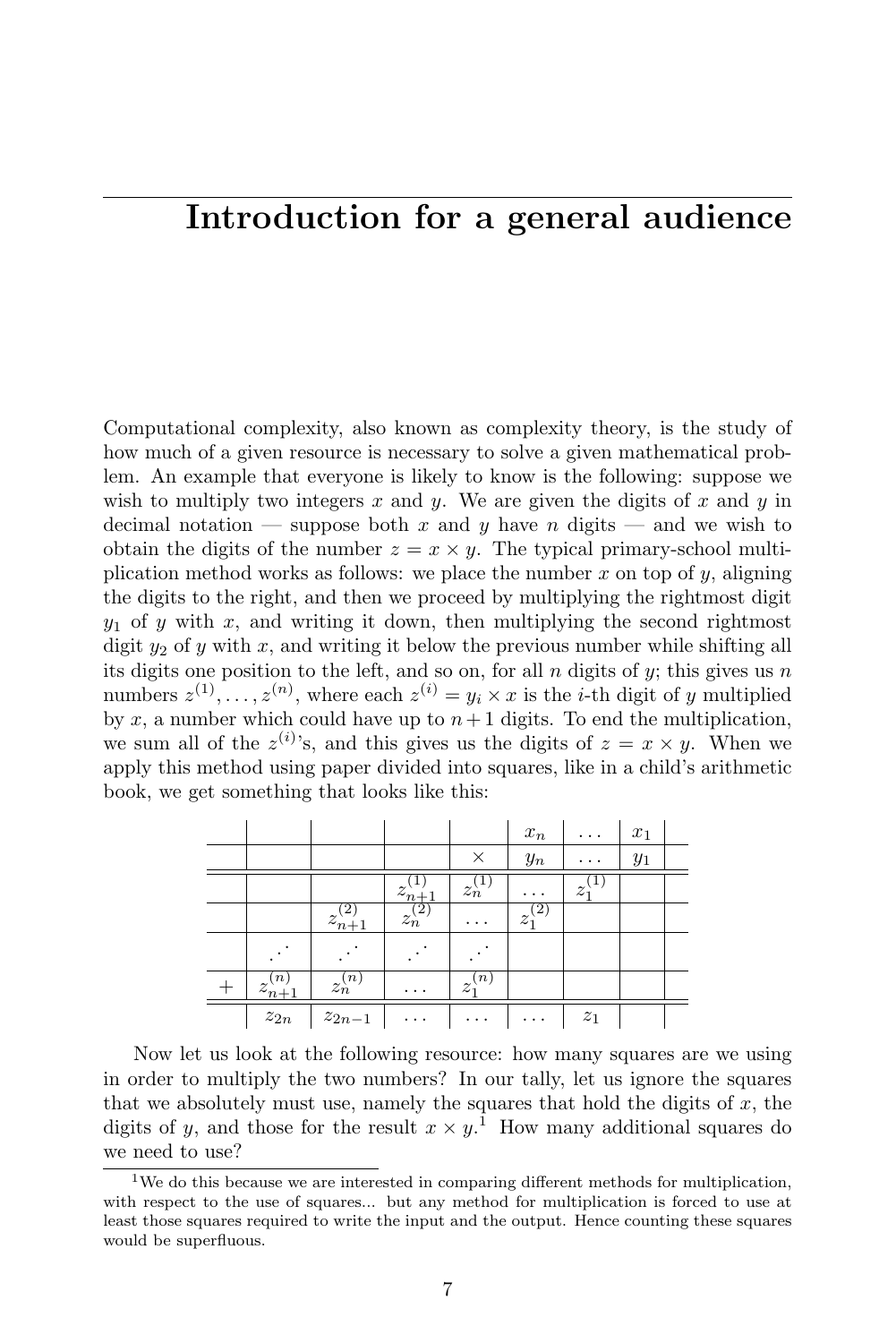# Introduction for a general audience

Computational complexity, also known as complexity theory, is the study of how much of a given resource is necessary to solve a given mathematical problem. An example that everyone is likely to know is the following: suppose we wish to multiply two integers $x$ and $y$. We are given the digits of $x$ and $y$ in decimal notation — suppose both $x$ and $y$ have $n$ digits — and we wish to obtain the digits of the number $z = x \times y$. The typical primary-school multiplication method works as follows: we place the number $x$ on top of $y$, aligning the digits to the right, and then we proceed by multiplying the rightmost digit $y_1$ of $y$ with $x$, and writing it down, then multiplying the second rightmost digit $y_2$ of $y$ with $x$, and writing it below the previous number while shifting all its digits one position to the left, and so on, for all $n$ digits of $y$; this gives us $n$ numbers $z^{(1)}, \ldots, z^{(n)}$, where each $z^{(i)} = y_i \times x$ is the $i$-th digit of $y$ multiplied by $x$, a number which could have up to $n+1$ digits. To end the multiplication, we sum all of the $z^{(i)}$'s, and this gives us the digits of $z = x \times y$. When we apply this method using paper divided into squares, like in a child's arithmetic book, we get something that looks like this:

| | | | | | | | | |
|---|---|---|---|---|---|---|---|---|
| | | | | | $x_n$ | $\ldots$ | $x_1$ | |
| | | | | $\times$ | $y_n$ | $\ldots$ | $y_1$ | |
| | | | $z_{n+1}^{(1)}$ | $z_n^{(1)}$ | $\ldots$ | $z_1^{(1)}$ | | |
| | | $z_{n+1}^{(2)}$ | $z_n^{(2)}$ | $\ldots$ | $z_1^{(2)}$ | | | |
| | $\iddots$ | $\iddots$ | $\iddots$ | $\iddots$ | | | | |
| $+$ | $z_{n+1}^{(n)}$ | $z_n^{(n)}$ | $\ldots$ | $z_1^{(n)}$ | | | | |
| | $z_{2n}$ | $z_{2n-1}$ | $\ldots$ | $\ldots$ | $\ldots$ | $z_1$ | | |

Now let us look at the following resource: how many squares are we using in order to multiply the two numbers? In our tally, let us ignore the squares that we absolutely must use, namely the squares that hold the digits of $x$, the digits of $y$, and those for the result $x \times y$.[1] How many additional squares do we need to use?

[1] We do this because we are interested in comparing different methods for multiplication, with respect to the use of squares... but any method for multiplication is forced to use at least those squares required to write the input and the output. Hence counting these squares would be superfluous.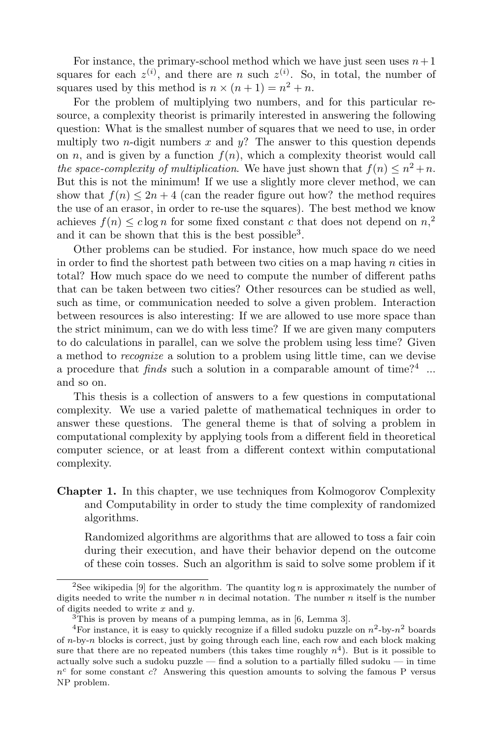For instance, the primary-school method which we have just seen uses $n+1$ squares for each $z^{(i)}$, and there are $n$ such $z^{(i)}$. So, in total, the number of squares used by this method is $n \times (n+1) = n^2 + n$.

For the problem of multiplying two numbers, and for this particular resource, a complexity theorist is primarily interested in answering the following question: What is the smallest number of squares that we need to use, in order multiply two $n$-digit numbers $x$ and $y$? The answer to this question depends on $n$, and is given by a function $f(n)$, which a complexity theorist would call *the space-complexity of multiplication*. We have just shown that $f(n) \leq n^2 + n$. But this is not the minimum! If we use a slightly more clever method, we can show that $f(n) \leq 2n + 4$ (can the reader figure out how? the method requires the use of an erasor, in order to re-use the squares). The best method we know achieves $f(n) \leq c \log n$ for some fixed constant $c$ that does not depend on $n$,[2] and it can be shown that this is the best possible[3].

Other problems can be studied. For instance, how much space do we need in order to find the shortest path between two cities on a map having $n$ cities in total? How much space do we need to compute the number of different paths that can be taken between two cities? Other resources can be studied as well, such as time, or communication needed to solve a given problem. Interaction between resources is also interesting: If we are allowed to use more space than the strict minimum, can we do with less time? If we are given many computers to do calculations in parallel, can we solve the problem using less time? Given a method to *recognize* a solution to a problem using little time, can we devise a procedure that *finds* such a solution in a comparable amount of time?[4] ... and so on.

This thesis is a collection of answers to a few questions in computational complexity. We use a varied palette of mathematical techniques in order to answer these questions. The general theme is that of solving a problem in computational complexity by applying tools from a different field in theoretical computer science, or at least from a different context within computational complexity.

**Chapter 1.** In this chapter, we use techniques from Kolmogorov Complexity and Computability in order to study the time complexity of randomized algorithms.

Randomized algorithms are algorithms that are allowed to toss a fair coin during their execution, and have their behavior depend on the outcome of these coin tosses. Such an algorithm is said to solve some problem if it

---

[2] See wikipedia [9] for the algorithm. The quantity $\log n$ is approximately the number of digits needed to write the number $n$ in decimal notation. The number $n$ itself is the number of digits needed to write $x$ and $y$.

[3] This is proven by means of a pumping lemma, as in [6, Lemma 3].

[4] For instance, it is easy to quickly recognize if a filled sudoku puzzle on $n^2$-by-$n^2$ boards of $n$-by-$n$ blocks is correct, just by going through each line, each row and each block making sure that there are no repeated numbers (this takes time roughly $n^4$). But is it possible to actually solve such a sudoku puzzle — find a solution to a partially filled sudoku — in time $n^c$ for some constant $c$? Answering this question amounts to solving the famous P versus NP problem.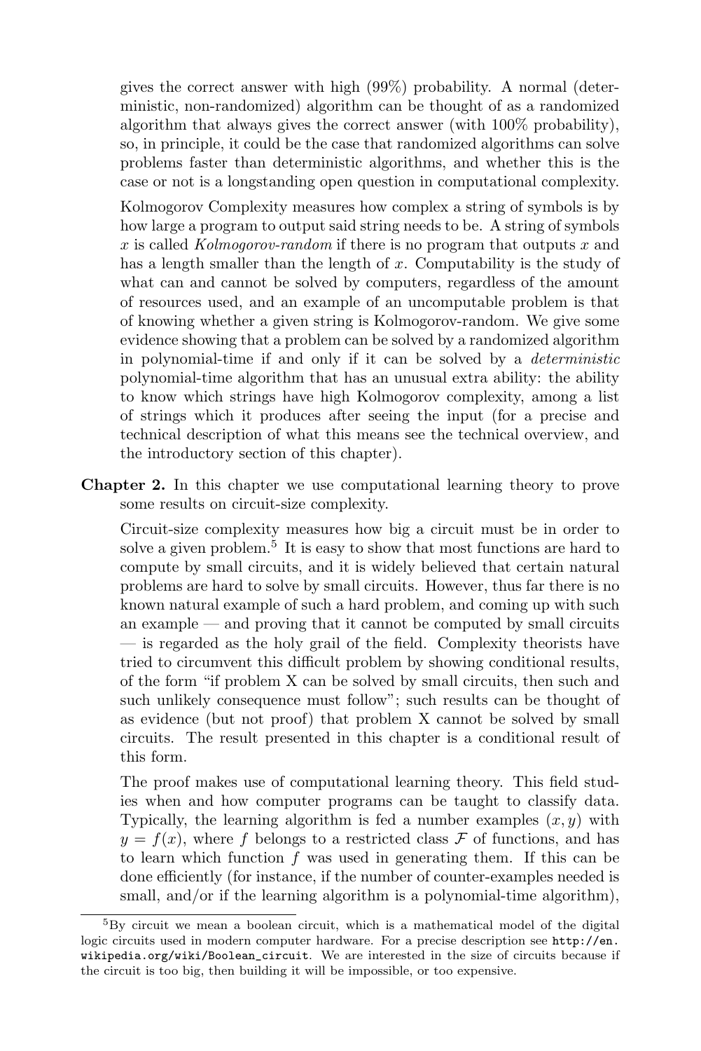gives the correct answer with high (99%) probability. A normal (deterministic, non-randomized) algorithm can be thought of as a randomized algorithm that always gives the correct answer (with 100% probability), so, in principle, it could be the case that randomized algorithms can solve problems faster than deterministic algorithms, and whether this is the case or not is a longstanding open question in computational complexity.

Kolmogorov Complexity measures how complex a string of symbols is by how large a program to output said string needs to be. A string of symbols $x$ is called *Kolmogorov-random* if there is no program that outputs $x$ and has a length smaller than the length of $x$. Computability is the study of what can and cannot be solved by computers, regardless of the amount of resources used, and an example of an uncomputable problem is that of knowing whether a given string is Kolmogorov-random. We give some evidence showing that a problem can be solved by a randomized algorithm in polynomial-time if and only if it can be solved by a *deterministic* polynomial-time algorithm that has an unusual extra ability: the ability to know which strings have high Kolmogorov complexity, among a list of strings which it produces after seeing the input (for a precise and technical description of what this means see the technical overview, and the introductory section of this chapter).

**Chapter 2.** In this chapter we use computational learning theory to prove some results on circuit-size complexity.

Circuit-size complexity measures how big a circuit must be in order to solve a given problem.[5] It is easy to show that most functions are hard to compute by small circuits, and it is widely believed that certain natural problems are hard to solve by small circuits. However, thus far there is no known natural example of such a hard problem, and coming up with such an example — and proving that it cannot be computed by small circuits — is regarded as the holy grail of the field. Complexity theorists have tried to circumvent this difficult problem by showing conditional results, of the form "if problem X can be solved by small circuits, then such and such unlikely consequence must follow"; such results can be thought of as evidence (but not proof) that problem X cannot be solved by small circuits. The result presented in this chapter is a conditional result of this form.

The proof makes use of computational learning theory. This field studies when and how computer programs can be taught to classify data. Typically, the learning algorithm is fed a number examples $(x, y)$ with $y = f(x)$, where $f$ belongs to a restricted class $\mathcal{F}$ of functions, and has to learn which function $f$ was used in generating them. If this can be done efficiently (for instance, if the number of counter-examples needed is small, and/or if the learning algorithm is a polynomial-time algorithm),

[5] By circuit we mean a boolean circuit, which is a mathematical model of the digital logic circuits used in modern computer hardware. For a precise description see http://en.wikipedia.org/wiki/Boolean_circuit. We are interested in the size of circuits because if the circuit is too big, then building it will be impossible, or too expensive.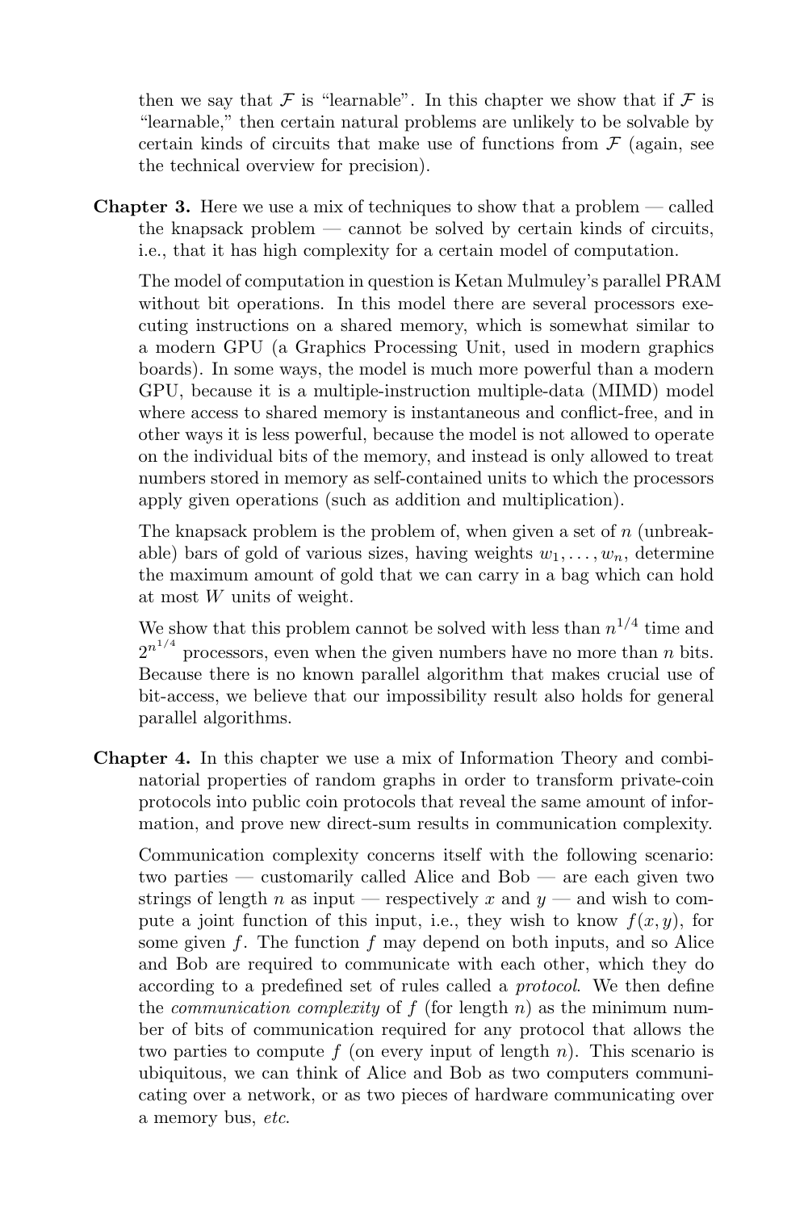then we say that $\mathcal{F}$ is "learnable". In this chapter we show that if $\mathcal{F}$ is "learnable," then certain natural problems are unlikely to be solvable by certain kinds of circuits that make use of functions from $\mathcal{F}$ (again, see the technical overview for precision).

**Chapter 3.** Here we use a mix of techniques to show that a problem — called the knapsack problem — cannot be solved by certain kinds of circuits, i.e., that it has high complexity for a certain model of computation.

The model of computation in question is Ketan Mulmuley's parallel PRAM without bit operations. In this model there are several processors executing instructions on a shared memory, which is somewhat similar to a modern GPU (a Graphics Processing Unit, used in modern graphics boards). In some ways, the model is much more powerful than a modern GPU, because it is a multiple-instruction multiple-data (MIMD) model where access to shared memory is instantaneous and conflict-free, and in other ways it is less powerful, because the model is not allowed to operate on the individual bits of the memory, and instead is only allowed to treat numbers stored in memory as self-contained units to which the processors apply given operations (such as addition and multiplication).

The knapsack problem is the problem of, when given a set of $n$ (unbreakable) bars of gold of various sizes, having weights $w_1, \ldots, w_n$, determine the maximum amount of gold that we can carry in a bag which can hold at most $W$ units of weight.

We show that this problem cannot be solved with less than $n^{1/4}$ time and $2^{n^{1/4}}$ processors, even when the given numbers have no more than $n$ bits. Because there is no known parallel algorithm that makes crucial use of bit-access, we believe that our impossibility result also holds for general parallel algorithms.

**Chapter 4.** In this chapter we use a mix of Information Theory and combinatorial properties of random graphs in order to transform private-coin protocols into public coin protocols that reveal the same amount of information, and prove new direct-sum results in communication complexity.

Communication complexity concerns itself with the following scenario: two parties — customarily called Alice and Bob — are each given two strings of length $n$ as input — respectively $x$ and $y$ — and wish to compute a joint function of this input, i.e., they wish to know $f(x, y)$, for some given $f$. The function $f$ may depend on both inputs, and so Alice and Bob are required to communicate with each other, which they do according to a predefined set of rules called a *protocol*. We then define the *communication complexity* of $f$ (for length $n$) as the minimum number of bits of communication required for any protocol that allows the two parties to compute $f$ (on every input of length $n$). This scenario is ubiquitous, we can think of Alice and Bob as two computers communicating over a network, or as two pieces of hardware communicating over a memory bus, *etc.*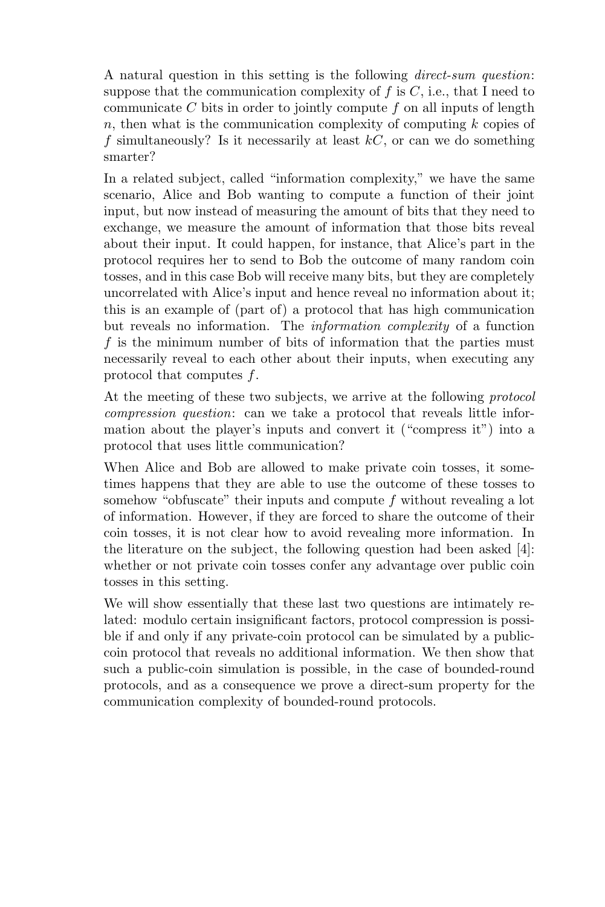A natural question in this setting is the following *direct-sum question*: suppose that the communication complexity of $f$ is $C$, i.e., that I need to communicate $C$ bits in order to jointly compute $f$ on all inputs of length $n$, then what is the communication complexity of computing $k$ copies of $f$ simultaneously? Is it necessarily at least $kC$, or can we do something smarter?

In a related subject, called "information complexity," we have the same scenario, Alice and Bob wanting to compute a function of their joint input, but now instead of measuring the amount of bits that they need to exchange, we measure the amount of information that those bits reveal about their input. It could happen, for instance, that Alice's part in the protocol requires her to send to Bob the outcome of many random coin tosses, and in this case Bob will receive many bits, but they are completely uncorrelated with Alice's input and hence reveal no information about it; this is an example of (part of) a protocol that has high communication but reveals no information. The *information complexity* of a function $f$ is the minimum number of bits of information that the parties must necessarily reveal to each other about their inputs, when executing any protocol that computes $f$.

At the meeting of these two subjects, we arrive at the following *protocol compression question*: can we take a protocol that reveals little information about the player's inputs and convert it ("compress it") into a protocol that uses little communication?

When Alice and Bob are allowed to make private coin tosses, it sometimes happens that they are able to use the outcome of these tosses to somehow "obfuscate" their inputs and compute $f$ without revealing a lot of information. However, if they are forced to share the outcome of their coin tosses, it is not clear how to avoid revealing more information. In the literature on the subject, the following question had been asked [4]: whether or not private coin tosses confer any advantage over public coin tosses in this setting.

We will show essentially that these last two questions are intimately related: modulo certain insignificant factors, protocol compression is possible if and only if any private-coin protocol can be simulated by a public-coin protocol that reveals no additional information. We then show that such a public-coin simulation is possible, in the case of bounded-round protocols, and as a consequence we prove a direct-sum property for the communication complexity of bounded-round protocols.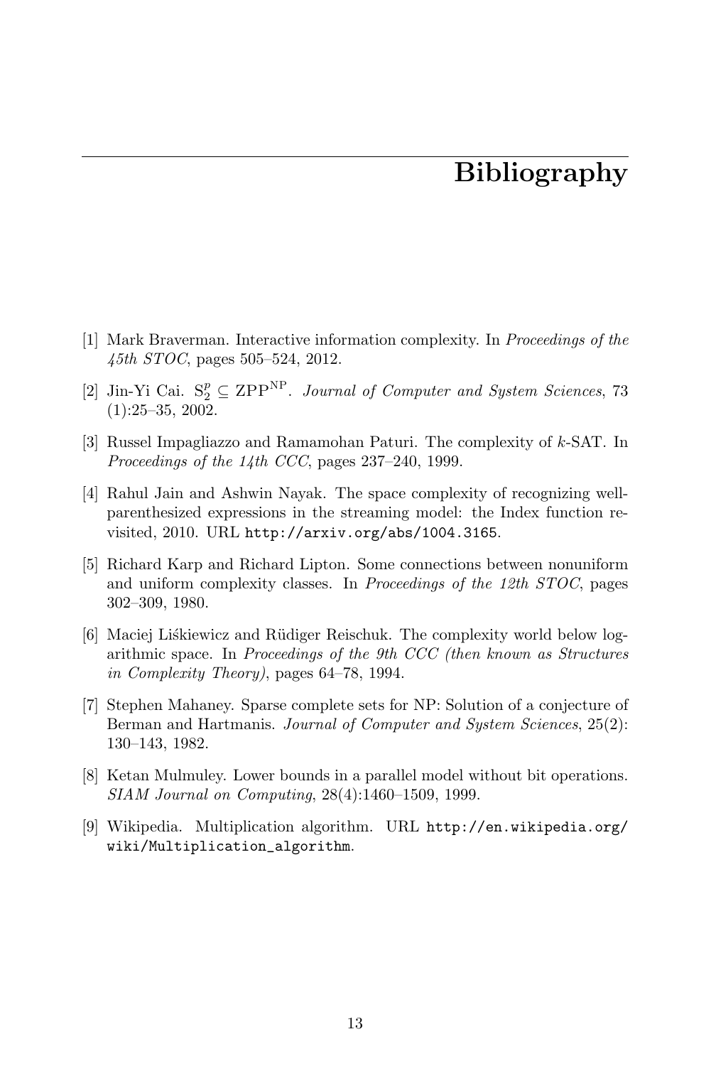# Bibliography

[1] Mark Braverman. Interactive information complexity. In *Proceedings of the 45th STOC*, pages 505–524, 2012.

[2] Jin-Yi Cai. $S_2^p \subseteq ZPP^{NP}$. *Journal of Computer and System Sciences*, 73 (1):25–35, 2002.

[3] Russel Impagliazzo and Ramamohan Paturi. The complexity of $k$-SAT. In *Proceedings of the 14th CCC*, pages 237–240, 1999.

[4] Rahul Jain and Ashwin Nayak. The space complexity of recognizing well-parenthesized expressions in the streaming model: the Index function revisited, 2010. URL `http://arxiv.org/abs/1004.3165`.

[5] Richard Karp and Richard Lipton. Some connections between nonuniform and uniform complexity classes. In *Proceedings of the 12th STOC*, pages 302–309, 1980.

[6] Maciej Liśkiewicz and Rüdiger Reischuk. The complexity world below logarithmic space. In *Proceedings of the 9th CCC (then known as Structures in Complexity Theory)*, pages 64–78, 1994.

[7] Stephen Mahaney. Sparse complete sets for NP: Solution of a conjecture of Berman and Hartmanis. *Journal of Computer and System Sciences*, 25(2): 130–143, 1982.

[8] Ketan Mulmuley. Lower bounds in a parallel model without bit operations. *SIAM Journal on Computing*, 28(4):1460–1509, 1999.

[9] Wikipedia. Multiplication algorithm. URL `http://en.wikipedia.org/wiki/Multiplication_algorithm`.